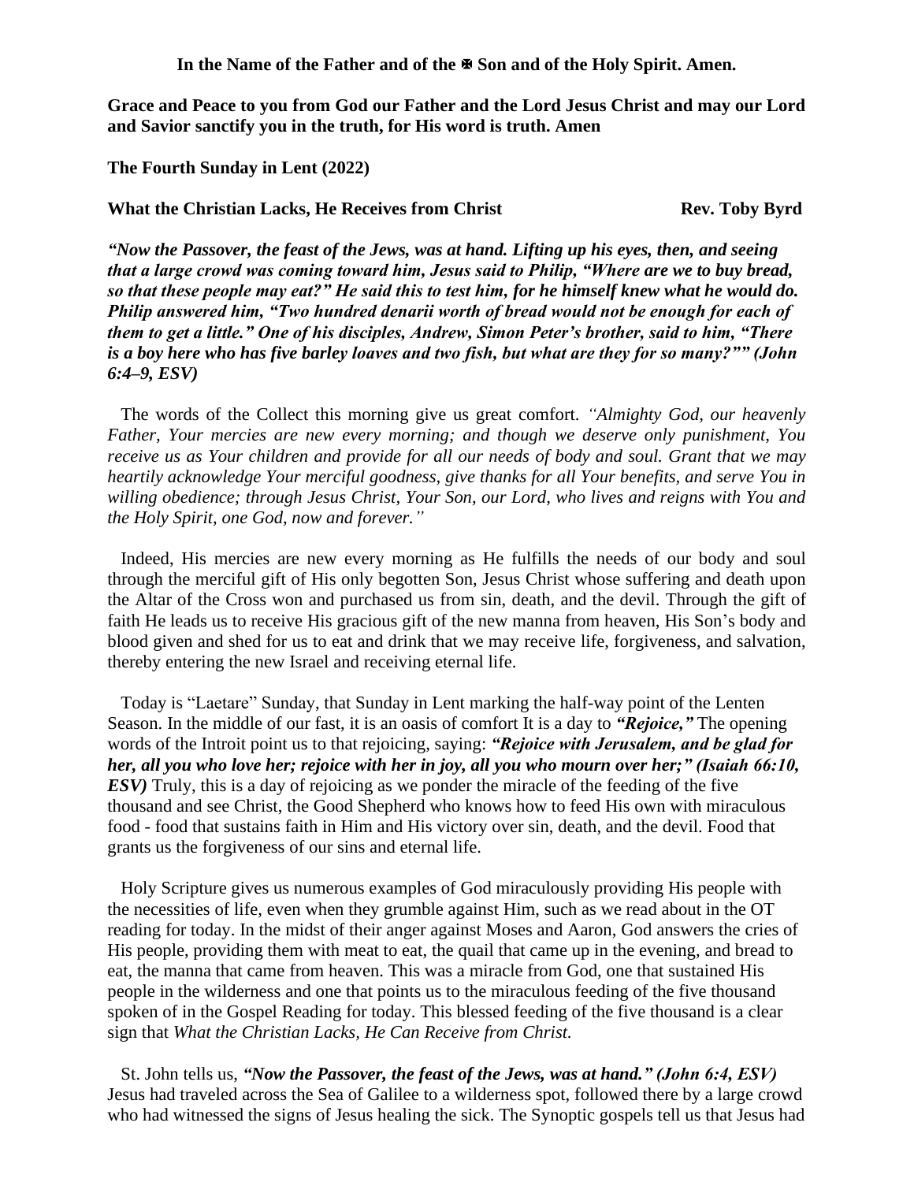**In the Name of the Father and of the ✠ Son and of the Holy Spirit. Amen.**

**Grace and Peace to you from God our Father and the Lord Jesus Christ and may our Lord and Savior sanctify you in the truth, for His word is truth. Amen**

**The Fourth Sunday in Lent (2022)**

**What the Christian Lacks, He Receives from Christ** **Rev. Toby Byrd**

***"Now the Passover, the feast of the Jews, was at hand. Lifting up his eyes, then, and seeing that a large crowd was coming toward him, Jesus said to Philip, "Where are we to buy bread, so that these people may eat?" He said this to test him, for he himself knew what he would do. Philip answered him, "Two hundred denarii worth of bread would not be enough for each of them to get a little." One of his disciples, Andrew, Simon Peter's brother, said to him, "There is a boy here who has five barley loaves and two fish, but what are they for so many?"" (John 6:4–9, ESV)***

The words of the Collect this morning give us great comfort. *"Almighty God, our heavenly Father, Your mercies are new every morning; and though we deserve only punishment, You receive us as Your children and provide for all our needs of body and soul. Grant that we may heartily acknowledge Your merciful goodness, give thanks for all Your benefits, and serve You in willing obedience; through Jesus Christ, Your Son, our Lord, who lives and reigns with You and the Holy Spirit, one God, now and forever."*

Indeed, His mercies are new every morning as He fulfills the needs of our body and soul through the merciful gift of His only begotten Son, Jesus Christ whose suffering and death upon the Altar of the Cross won and purchased us from sin, death, and the devil. Through the gift of faith He leads us to receive His gracious gift of the new manna from heaven, His Son's body and blood given and shed for us to eat and drink that we may receive life, forgiveness, and salvation, thereby entering the new Israel and receiving eternal life.

Today is "Laetare" Sunday, that Sunday in Lent marking the half-way point of the Lenten Season. In the middle of our fast, it is an oasis of comfort It is a day to ***"Rejoice,"*** The opening words of the Introit point us to that rejoicing, saying: ***"Rejoice with Jerusalem, and be glad for her, all you who love her; rejoice with her in joy, all you who mourn over her;" (Isaiah 66:10, ESV)*** Truly, this is a day of rejoicing as we ponder the miracle of the feeding of the five thousand and see Christ, the Good Shepherd who knows how to feed His own with miraculous food - food that sustains faith in Him and His victory over sin, death, and the devil. Food that grants us the forgiveness of our sins and eternal life.

Holy Scripture gives us numerous examples of God miraculously providing His people with the necessities of life, even when they grumble against Him, such as we read about in the OT reading for today. In the midst of their anger against Moses and Aaron, God answers the cries of His people, providing them with meat to eat, the quail that came up in the evening, and bread to eat, the manna that came from heaven. This was a miracle from God, one that sustained His people in the wilderness and one that points us to the miraculous feeding of the five thousand spoken of in the Gospel Reading for today. This blessed feeding of the five thousand is a clear sign that *What the Christian Lacks, He Can Receive from Christ.*

St. John tells us, ***"Now the Passover, the feast of the Jews, was at hand." (John 6:4, ESV)*** Jesus had traveled across the Sea of Galilee to a wilderness spot, followed there by a large crowd who had witnessed the signs of Jesus healing the sick. The Synoptic gospels tell us that Jesus had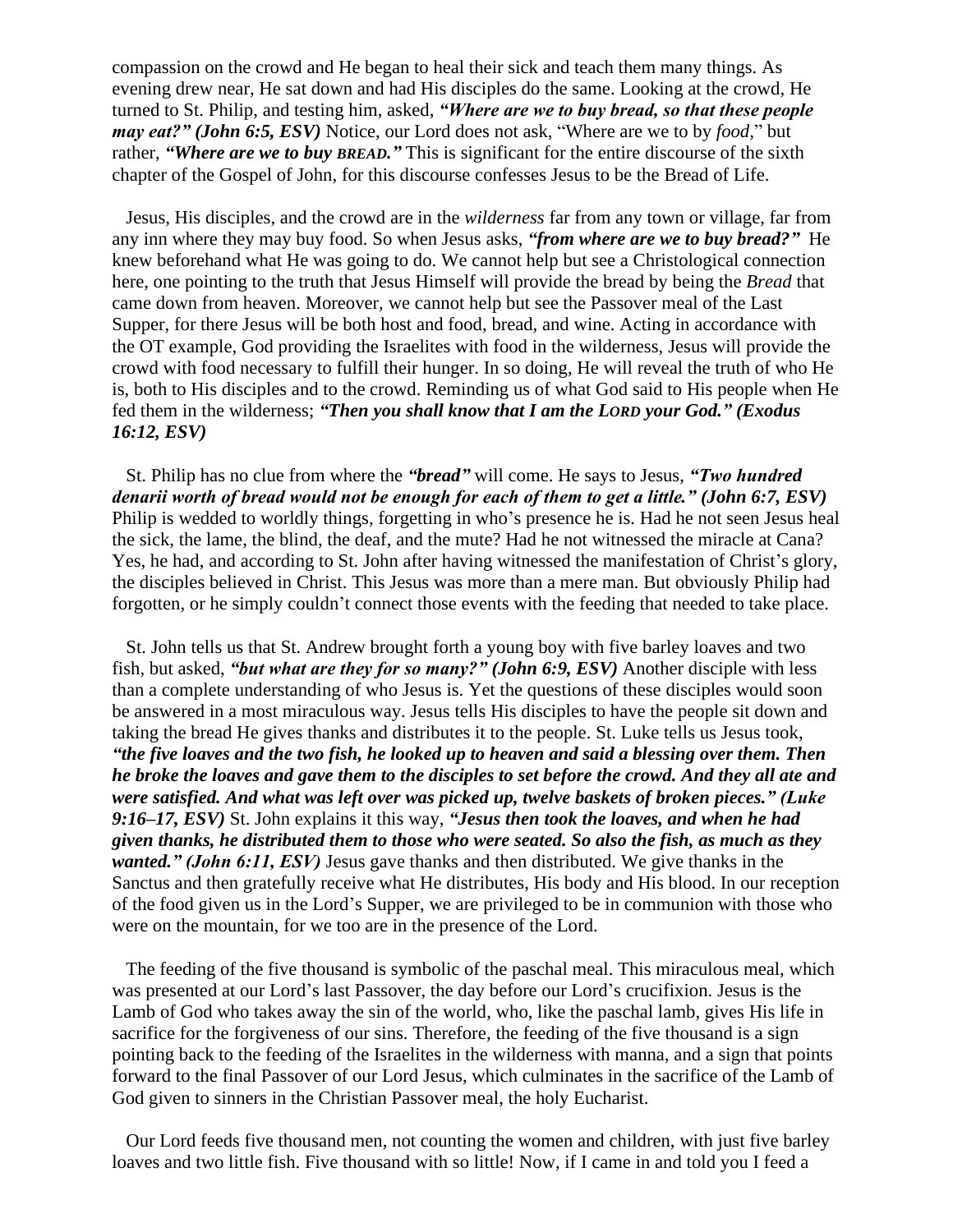compassion on the crowd and He began to heal their sick and teach them many things. As evening drew near, He sat down and had His disciples do the same. Looking at the crowd, He turned to St. Philip, and testing him, asked, ***"Where are we to buy bread, so that these people may eat?" (John 6:5, ESV)*** Notice, our Lord does not ask, "Where are we to by *food*," but rather, ***"Where are we to buy BREAD."*** This is significant for the entire discourse of the sixth chapter of the Gospel of John, for this discourse confesses Jesus to be the Bread of Life.

Jesus, His disciples, and the crowd are in the *wilderness* far from any town or village, far from any inn where they may buy food. So when Jesus asks, ***"from where are we to buy bread?"*** He knew beforehand what He was going to do. We cannot help but see a Christological connection here, one pointing to the truth that Jesus Himself will provide the bread by being the *Bread* that came down from heaven. Moreover, we cannot help but see the Passover meal of the Last Supper, for there Jesus will be both host and food, bread, and wine. Acting in accordance with the OT example, God providing the Israelites with food in the wilderness, Jesus will provide the crowd with food necessary to fulfill their hunger. In so doing, He will reveal the truth of who He is, both to His disciples and to the crowd. Reminding us of what God said to His people when He fed them in the wilderness; ***"Then you shall know that I am the LORD your God." (Exodus 16:12, ESV)***

St. Philip has no clue from where the ***"bread"*** will come. He says to Jesus, ***"Two hundred denarii worth of bread would not be enough for each of them to get a little." (John 6:7, ESV)*** Philip is wedded to worldly things, forgetting in who's presence he is. Had he not seen Jesus heal the sick, the lame, the blind, the deaf, and the mute? Had he not witnessed the miracle at Cana? Yes, he had, and according to St. John after having witnessed the manifestation of Christ's glory, the disciples believed in Christ. This Jesus was more than a mere man. But obviously Philip had forgotten, or he simply couldn't connect those events with the feeding that needed to take place.

St. John tells us that St. Andrew brought forth a young boy with five barley loaves and two fish, but asked, ***"but what are they for so many?" (John 6:9, ESV)*** Another disciple with less than a complete understanding of who Jesus is. Yet the questions of these disciples would soon be answered in a most miraculous way. Jesus tells His disciples to have the people sit down and taking the bread He gives thanks and distributes it to the people. St. Luke tells us Jesus took, ***"the five loaves and the two fish, he looked up to heaven and said a blessing over them. Then he broke the loaves and gave them to the disciples to set before the crowd. And they all ate and were satisfied. And what was left over was picked up, twelve baskets of broken pieces." (Luke 9:16–17, ESV)*** St. John explains it this way, ***"Jesus then took the loaves, and when he had given thanks, he distributed them to those who were seated. So also the fish, as much as they wanted." (John 6:11, ESV)*** Jesus gave thanks and then distributed. We give thanks in the Sanctus and then gratefully receive what He distributes, His body and His blood. In our reception of the food given us in the Lord's Supper, we are privileged to be in communion with those who were on the mountain, for we too are in the presence of the Lord.

The feeding of the five thousand is symbolic of the paschal meal. This miraculous meal, which was presented at our Lord's last Passover, the day before our Lord's crucifixion. Jesus is the Lamb of God who takes away the sin of the world, who, like the paschal lamb, gives His life in sacrifice for the forgiveness of our sins. Therefore, the feeding of the five thousand is a sign pointing back to the feeding of the Israelites in the wilderness with manna, and a sign that points forward to the final Passover of our Lord Jesus, which culminates in the sacrifice of the Lamb of God given to sinners in the Christian Passover meal, the holy Eucharist.

Our Lord feeds five thousand men, not counting the women and children, with just five barley loaves and two little fish. Five thousand with so little! Now, if I came in and told you I feed a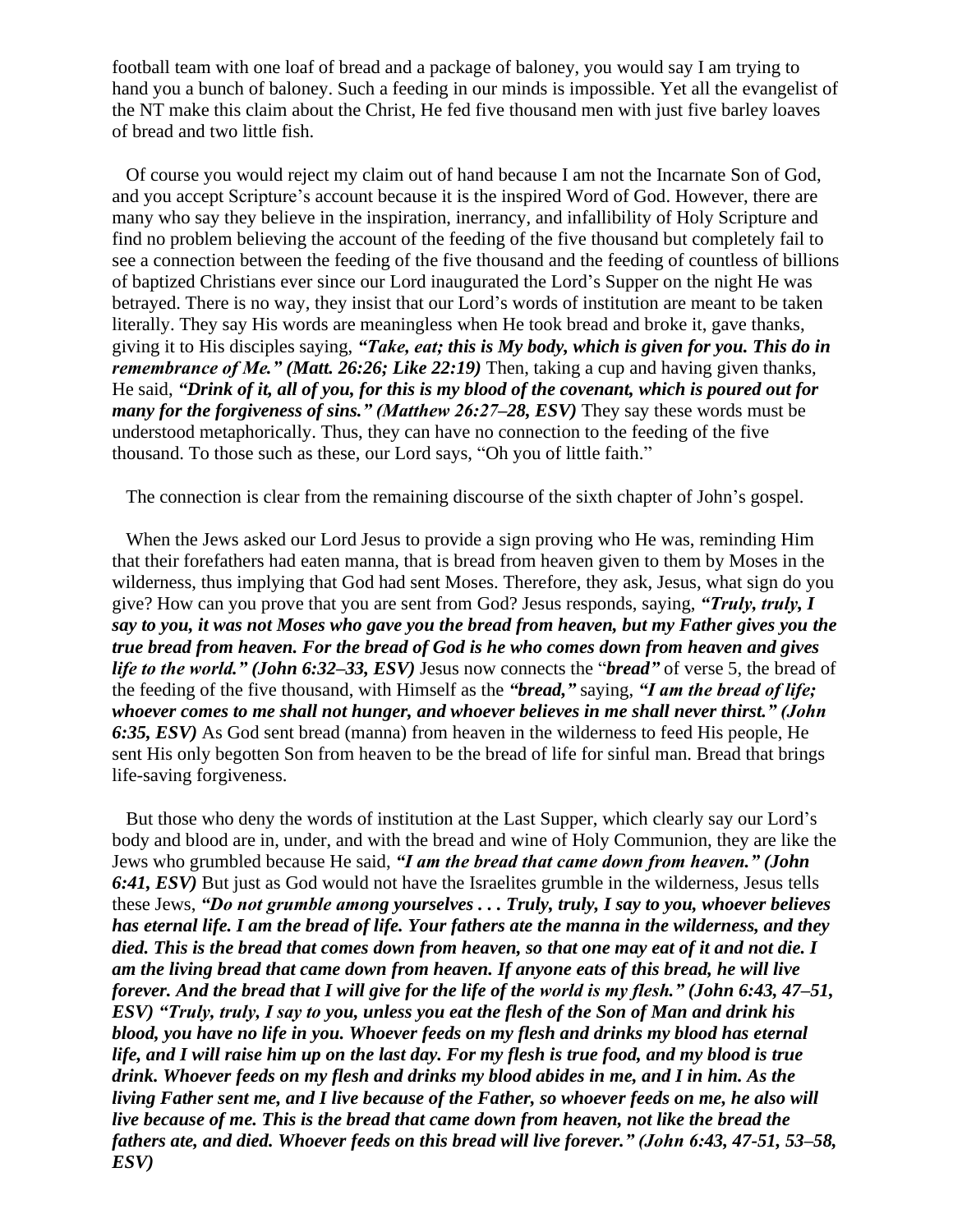football team with one loaf of bread and a package of baloney, you would say I am trying to hand you a bunch of baloney. Such a feeding in our minds is impossible. Yet all the evangelist of the NT make this claim about the Christ, He fed five thousand men with just five barley loaves of bread and two little fish.

Of course you would reject my claim out of hand because I am not the Incarnate Son of God, and you accept Scripture's account because it is the inspired Word of God. However, there are many who say they believe in the inspiration, inerrancy, and infallibility of Holy Scripture and find no problem believing the account of the feeding of the five thousand but completely fail to see a connection between the feeding of the five thousand and the feeding of countless of billions of baptized Christians ever since our Lord inaugurated the Lord's Supper on the night He was betrayed. There is no way, they insist that our Lord's words of institution are meant to be taken literally. They say His words are meaningless when He took bread and broke it, gave thanks, giving it to His disciples saying, ***"Take, eat; this is My body, which is given for you. This do in remembrance of Me." (Matt. 26:26; Like 22:19)*** Then, taking a cup and having given thanks, He said, ***"Drink of it, all of you, for this is my blood of the covenant, which is poured out for many for the forgiveness of sins." (Matthew 26:27–28, ESV)*** They say these words must be understood metaphorically. Thus, they can have no connection to the feeding of the five thousand. To those such as these, our Lord says, "Oh you of little faith."

The connection is clear from the remaining discourse of the sixth chapter of John's gospel.

When the Jews asked our Lord Jesus to provide a sign proving who He was, reminding Him that their forefathers had eaten manna, that is bread from heaven given to them by Moses in the wilderness, thus implying that God had sent Moses. Therefore, they ask, Jesus, what sign do you give? How can you prove that you are sent from God? Jesus responds, saying, ***"Truly, truly, I say to you, it was not Moses who gave you the bread from heaven, but my Father gives you the true bread from heaven. For the bread of God is he who comes down from heaven and gives life to the world." (John 6:32–33, ESV)*** Jesus now connects the "***bread"*** of verse 5, the bread of the feeding of the five thousand, with Himself as the ***"bread,"*** saying, ***"I am the bread of life; whoever comes to me shall not hunger, and whoever believes in me shall never thirst." (John 6:35, ESV)*** As God sent bread (manna) from heaven in the wilderness to feed His people, He sent His only begotten Son from heaven to be the bread of life for sinful man. Bread that brings life-saving forgiveness.

But those who deny the words of institution at the Last Supper, which clearly say our Lord's body and blood are in, under, and with the bread and wine of Holy Communion, they are like the Jews who grumbled because He said, ***"I am the bread that came down from heaven." (John 6:41, ESV)*** But just as God would not have the Israelites grumble in the wilderness, Jesus tells these Jews, ***"Do not grumble among yourselves . . . Truly, truly, I say to you, whoever believes has eternal life. I am the bread of life. Your fathers ate the manna in the wilderness, and they died. This is the bread that comes down from heaven, so that one may eat of it and not die. I am the living bread that came down from heaven. If anyone eats of this bread, he will live forever. And the bread that I will give for the life of the world is my flesh." (John 6:43, 47–51, ESV) "Truly, truly, I say to you, unless you eat the flesh of the Son of Man and drink his blood, you have no life in you. Whoever feeds on my flesh and drinks my blood has eternal life, and I will raise him up on the last day. For my flesh is true food, and my blood is true drink. Whoever feeds on my flesh and drinks my blood abides in me, and I in him. As the living Father sent me, and I live because of the Father, so whoever feeds on me, he also will live because of me. This is the bread that came down from heaven, not like the bread the fathers ate, and died. Whoever feeds on this bread will live forever." (John 6:43, 47-51, 53–58, ESV)***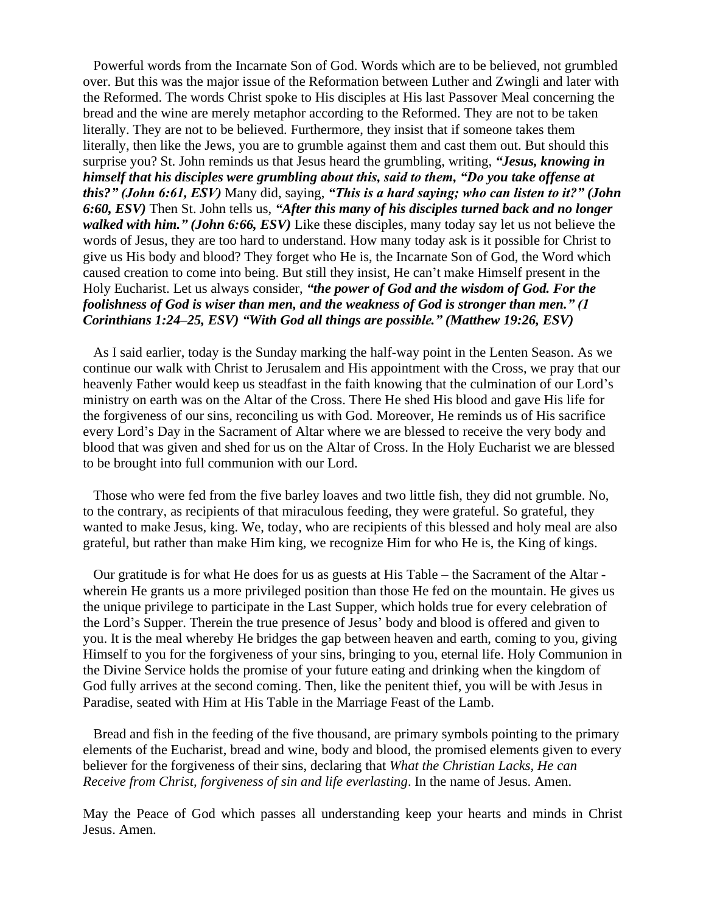Powerful words from the Incarnate Son of God. Words which are to be believed, not grumbled over. But this was the major issue of the Reformation between Luther and Zwingli and later with the Reformed. The words Christ spoke to His disciples at His last Passover Meal concerning the bread and the wine are merely metaphor according to the Reformed. They are not to be taken literally. They are not to be believed. Furthermore, they insist that if someone takes them literally, then like the Jews, you are to grumble against them and cast them out. But should this surprise you? St. John reminds us that Jesus heard the grumbling, writing, ***"Jesus, knowing in himself that his disciples were grumbling about this, said to them, "Do you take offense at this?" (John 6:61, ESV)*** Many did, saying, ***"This is a hard saying; who can listen to it?" (John 6:60, ESV)*** Then St. John tells us, ***"After this many of his disciples turned back and no longer walked with him." (John 6:66, ESV)*** Like these disciples, many today say let us not believe the words of Jesus, they are too hard to understand. How many today ask is it possible for Christ to give us His body and blood? They forget who He is, the Incarnate Son of God, the Word which caused creation to come into being. But still they insist, He can't make Himself present in the Holy Eucharist. Let us always consider, ***"the power of God and the wisdom of God. For the foolishness of God is wiser than men, and the weakness of God is stronger than men." (1 Corinthians 1:24–25, ESV) "With God all things are possible." (Matthew 19:26, ESV)***

As I said earlier, today is the Sunday marking the half-way point in the Lenten Season. As we continue our walk with Christ to Jerusalem and His appointment with the Cross, we pray that our heavenly Father would keep us steadfast in the faith knowing that the culmination of our Lord's ministry on earth was on the Altar of the Cross. There He shed His blood and gave His life for the forgiveness of our sins, reconciling us with God. Moreover, He reminds us of His sacrifice every Lord's Day in the Sacrament of Altar where we are blessed to receive the very body and blood that was given and shed for us on the Altar of Cross. In the Holy Eucharist we are blessed to be brought into full communion with our Lord.

Those who were fed from the five barley loaves and two little fish, they did not grumble. No, to the contrary, as recipients of that miraculous feeding, they were grateful. So grateful, they wanted to make Jesus, king. We, today, who are recipients of this blessed and holy meal are also grateful, but rather than make Him king, we recognize Him for who He is, the King of kings.

Our gratitude is for what He does for us as guests at His Table – the Sacrament of the Altar - wherein He grants us a more privileged position than those He fed on the mountain. He gives us the unique privilege to participate in the Last Supper, which holds true for every celebration of the Lord's Supper. Therein the true presence of Jesus' body and blood is offered and given to you. It is the meal whereby He bridges the gap between heaven and earth, coming to you, giving Himself to you for the forgiveness of your sins, bringing to you, eternal life. Holy Communion in the Divine Service holds the promise of your future eating and drinking when the kingdom of God fully arrives at the second coming. Then, like the penitent thief, you will be with Jesus in Paradise, seated with Him at His Table in the Marriage Feast of the Lamb.

Bread and fish in the feeding of the five thousand, are primary symbols pointing to the primary elements of the Eucharist, bread and wine, body and blood, the promised elements given to every believer for the forgiveness of their sins, declaring that *What the Christian Lacks, He can Receive from Christ, forgiveness of sin and life everlasting*. In the name of Jesus. Amen.

May the Peace of God which passes all understanding keep your hearts and minds in Christ Jesus. Amen.